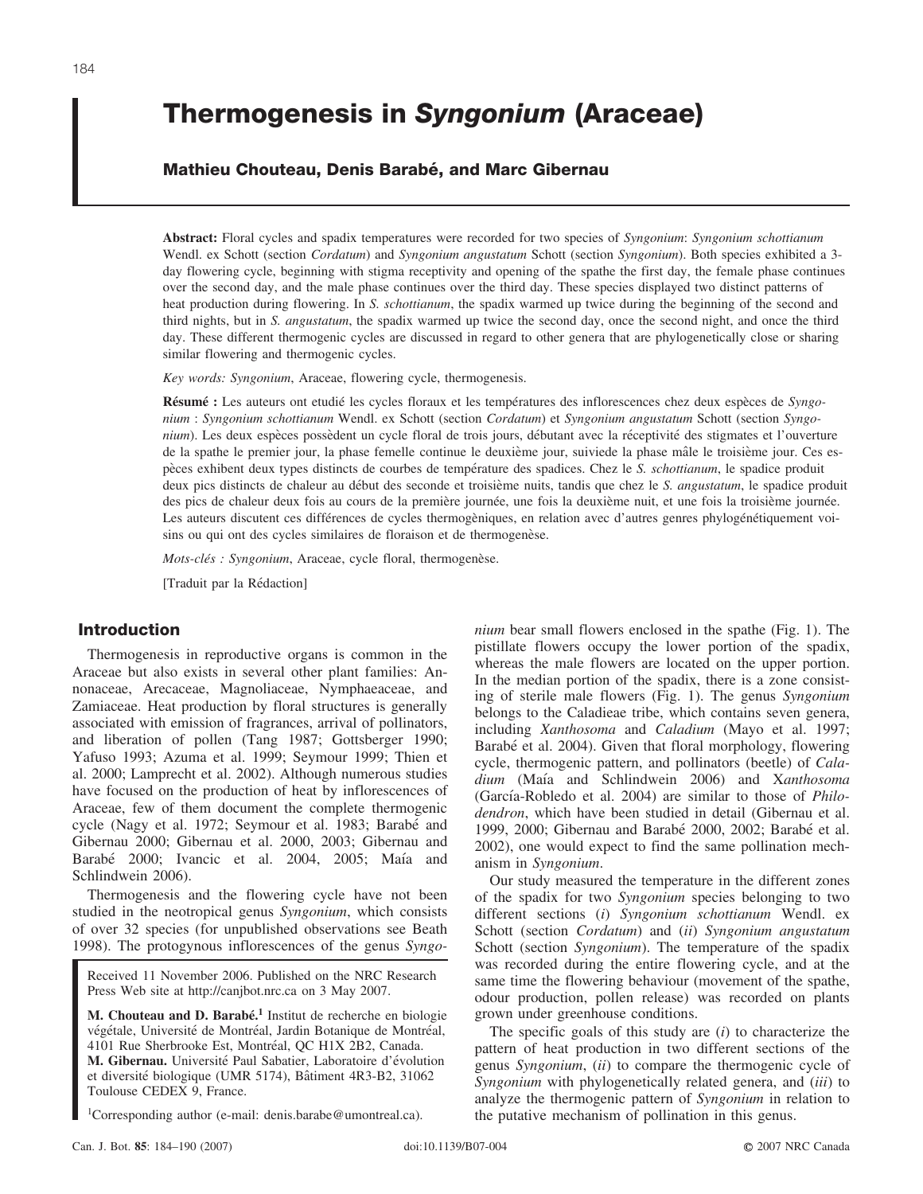# Thermogenesis in *Syngonium* (Araceae)

**Mathieu Chouteau, Denis Barabé, and Marc Gibernau**

**Abstract:** Floral cycles and spadix temperatures were recorded for two species of *Syngonium*: *Syngonium schottianum* Wendl. ex Schott (section *Cordatum*) and *Syngonium angustatum* Schott (section *Syngonium*). Both species exhibited a 3-day flowering cycle, beginning with stigma receptivity and opening of the spathe the first day, the female phase continues over the second day, and the male phase continues over the third day. These species displayed two distinct patterns of heat production during flowering. In *S. schottianum*, the spadix warmed up twice during the beginning of the second and third nights, but in *S. angustatum*, the spadix warmed up twice the second day, once the second night, and once the third day. These different thermogenic cycles are discussed in regard to other genera that are phylogenetically close or sharing similar flowering and thermogenic cycles.

*Key words: Syngonium*, Araceae, flowering cycle, thermogenesis.

**Résumé :** Les auteurs ont etudié les cycles floraux et les températures des inflorescences chez deux espèces de *Syngonium* : *Syngonium schottianum* Wendl. ex Schott (section *Cordatum*) et *Syngonium angustatum* Schott (section *Syngonium*). Les deux espèces possèdent un cycle floral de trois jours, débutant avec la réceptivité des stigmates et l'ouverture de la spathe le premier jour, la phase femelle continue le deuxième jour, suiviede la phase mâle le troisième jour. Ces espèces exhibent deux types distincts de courbes de température des spadices. Chez le *S. schottianum*, le spadice produit deux pics distincts de chaleur au début des seconde et troisième nuits, tandis que chez le *S. angustatum*, le spadice produit des pics de chaleur deux fois au cours de la première journée, une fois la deuxième nuit, et une fois la troisième journée. Les auteurs discutent ces différences de cycles thermogèniques, en relation avec d'autres genres phylogénétiquement voisins ou qui ont des cycles similaires de floraison et de thermogenèse.

*Mots-clés : Syngonium*, Araceae, cycle floral, thermogenèse.

[Traduit par la Rédaction]

## Introduction

Thermogenesis in reproductive organs is common in the Araceae but also exists in several other plant families: Annonaceae, Arecaceae, Magnoliaceae, Nymphaeaceae, and Zamiaceae. Heat production by floral structures is generally associated with emission of fragrances, arrival of pollinators, and liberation of pollen (Tang 1987; Gottsberger 1990; Yafuso 1993; Azuma et al. 1999; Seymour 1999; Thien et al. 2000; Lamprecht et al. 2002). Although numerous studies have focused on the production of heat by inflorescences of Araceae, few of them document the complete thermogenic cycle (Nagy et al. 1972; Seymour et al. 1983; Barabé and Gibernau 2000; Gibernau et al. 2000, 2003; Gibernau and Barabé 2000; Ivancic et al. 2004, 2005; Maía and Schlindwein 2006).

Thermogenesis and the flowering cycle have not been studied in the neotropical genus *Syngonium*, which consists of over 32 species (for unpublished observations see Beath 1998). The protogynous inflorescences of the genus *Syngonium* bear small flowers enclosed in the spathe (Fig. 1). The pistillate flowers occupy the lower portion of the spadix, whereas the male flowers are located on the upper portion. In the median portion of the spadix, there is a zone consisting of sterile male flowers (Fig. 1). The genus *Syngonium* belongs to the Caladieae tribe, which contains seven genera, including *Xanthosoma* and *Caladium* (Mayo et al. 1997; Barabé et al. 2004). Given that floral morphology, flowering cycle, thermogenic pattern, and pollinators (beetle) of *Caladium* (Maía and Schlindwein 2006) and X*anthosoma* (García-Robledo et al. 2004) are similar to those of *Philodendron*, which have been studied in detail (Gibernau et al. 1999, 2000; Gibernau and Barabé 2000, 2002; Barabé et al. 2002), one would expect to find the same pollination mechanism in *Syngonium*.

Our study measured the temperature in the different zones of the spadix for two *Syngonium* species belonging to two different sections (*i*) *Syngonium schottianum* Wendl. ex Schott (section *Cordatum*) and (*ii*) *Syngonium angustatum* Schott (section *Syngonium*). The temperature of the spadix was recorded during the entire flowering cycle, and at the same time the flowering behaviour (movement of the spathe, odour production, pollen release) was recorded on plants grown under greenhouse conditions.

The specific goals of this study are (*i*) to characterize the pattern of heat production in two different sections of the genus *Syngonium*, (*ii*) to compare the thermogenic cycle of *Syngonium* with phylogenetically related genera, and (*iii*) to analyze the thermogenic pattern of *Syngonium* in relation to the putative mechanism of pollination in this genus.

Received 11 November 2006. Published on the NRC Research Press Web site at http://canjbot.nrc.ca on 3 May 2007.

**M. Chouteau and D. Barabé.**[1] Institut de recherche en biologie végétale, Université de Montréal, Jardin Botanique de Montréal, 4101 Rue Sherbrooke Est, Montréal, QC H1X 2B2, Canada.
**M. Gibernau.** Université Paul Sabatier, Laboratoire d'évolution et diversité biologique (UMR 5174), Bâtiment 4R3-B2, 31062 Toulouse CEDEX 9, France.

[1]Corresponding author (e-mail: denis.barabe@umontreal.ca).

doi:10.1139/B07-004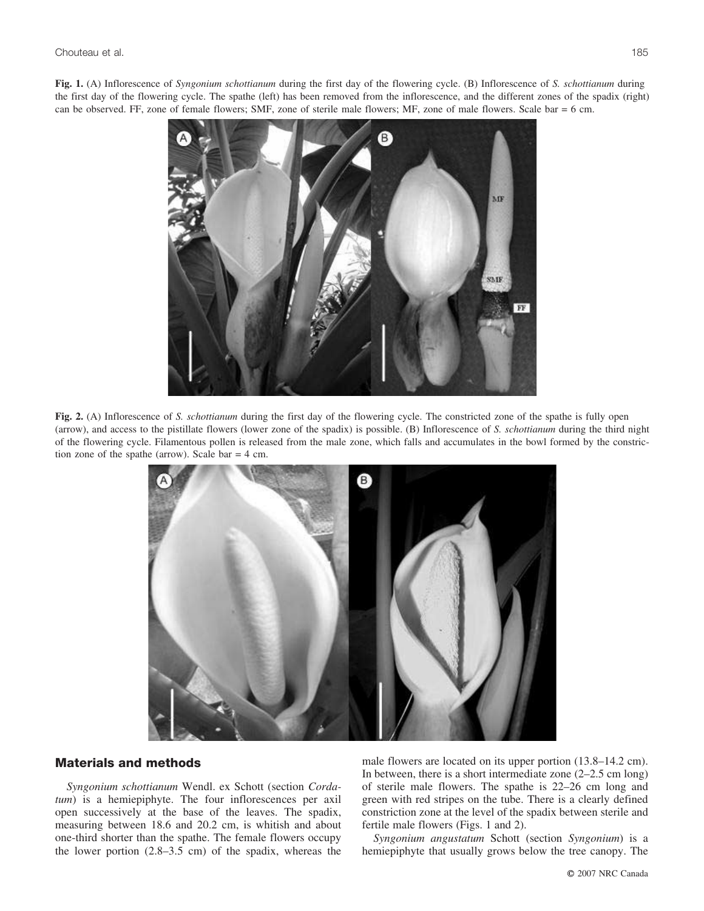**Fig. 1.** (A) Inflorescence of *Syngonium schottianum* during the first day of the flowering cycle. (B) Inflorescence of *S. schottianum* during the first day of the flowering cycle. The spathe (left) has been removed from the inflorescence, and the different zones of the spadix (right) can be observed. FF, zone of female flowers; SMF, zone of sterile male flowers; MF, zone of male flowers. Scale bar = 6 cm.

**Fig. 2.** (A) Inflorescence of *S. schottianum* during the first day of the flowering cycle. The constricted zone of the spathe is fully open (arrow), and access to the pistillate flowers (lower zone of the spadix) is possible. (B) Inflorescence of *S. schottianum* during the third night of the flowering cycle. Filamentous pollen is released from the male zone, which falls and accumulates in the bowl formed by the constriction zone of the spathe (arrow). Scale bar = 4 cm.

## Materials and methods

*Syngonium schottianum* Wendl. ex Schott (section *Cordatum*) is a hemiepiphyte. The four inflorescences per axil open successively at the base of the leaves. The spadix, measuring between 18.6 and 20.2 cm, is whitish and about one-third shorter than the spathe. The female flowers occupy the lower portion (2.8–3.5 cm) of the spadix, whereas the male flowers are located on its upper portion (13.8–14.2 cm). In between, there is a short intermediate zone (2–2.5 cm long) of sterile male flowers. The spathe is 22–26 cm long and green with red stripes on the tube. There is a clearly defined constriction zone at the level of the spadix between sterile and fertile male flowers (Figs. 1 and 2).

*Syngonium angustatum* Schott (section *Syngonium*) is a hemiepiphyte that usually grows below the tree canopy. The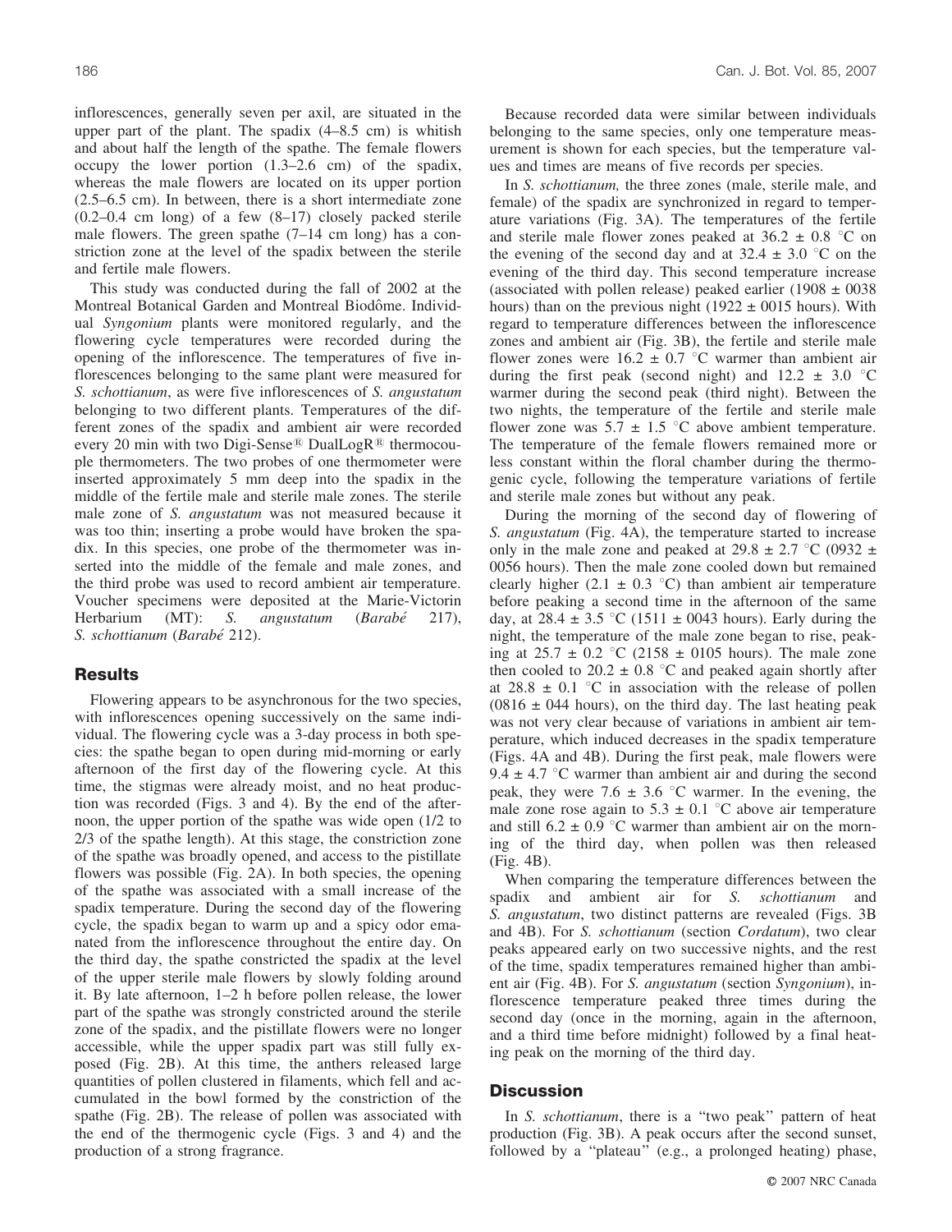inflorescences, generally seven per axil, are situated in the upper part of the plant. The spadix (4–8.5 cm) is whitish and about half the length of the spathe. The female flowers occupy the lower portion (1.3–2.6 cm) of the spadix, whereas the male flowers are located on its upper portion (2.5–6.5 cm). In between, there is a short intermediate zone (0.2–0.4 cm long) of a few (8–17) closely packed sterile male flowers. The green spathe (7–14 cm long) has a constriction zone at the level of the spadix between the sterile and fertile male flowers.

This study was conducted during the fall of 2002 at the Montreal Botanical Garden and Montreal Biodôme. Individual *Syngonium* plants were monitored regularly, and the flowering cycle temperatures were recorded during the opening of the inflorescence. The temperatures of five inflorescences belonging to the same plant were measured for *S. schottianum*, as were five inflorescences of *S. angustatum* belonging to two different plants. Temperatures of the different zones of the spadix and ambient air were recorded every 20 min with two Digi-Sense® DualLogR® thermocouple thermometers. The two probes of one thermometer were inserted approximately 5 mm deep into the spadix in the middle of the fertile male and sterile male zones. The sterile male zone of *S. angustatum* was not measured because it was too thin; inserting a probe would have broken the spadix. In this species, one probe of the thermometer was inserted into the middle of the female and male zones, and the third probe was used to record ambient air temperature. Voucher specimens were deposited at the Marie-Victorin Herbarium (MT): *S. angustatum* (*Barabé* 217), *S. schottianum* (*Barabé* 212).

## Results

Flowering appears to be asynchronous for the two species, with inflorescences opening successively on the same individual. The flowering cycle was a 3-day process in both species: the spathe began to open during mid-morning or early afternoon of the first day of the flowering cycle. At this time, the stigmas were already moist, and no heat production was recorded (Figs. 3 and 4). By the end of the afternoon, the upper portion of the spathe was wide open (1/2 to 2/3 of the spathe length). At this stage, the constriction zone of the spathe was broadly opened, and access to the pistillate flowers was possible (Fig. 2A). In both species, the opening of the spathe was associated with a small increase of the spadix temperature. During the second day of the flowering cycle, the spadix began to warm up and a spicy odor emanated from the inflorescence throughout the entire day. On the third day, the spathe constricted the spadix at the level of the upper sterile male flowers by slowly folding around it. By late afternoon, 1–2 h before pollen release, the lower part of the spathe was strongly constricted around the sterile zone of the spadix, and the pistillate flowers were no longer accessible, while the upper spadix part was still fully exposed (Fig. 2B). At this time, the anthers released large quantities of pollen clustered in filaments, which fell and accumulated in the bowl formed by the constriction of the spathe (Fig. 2B). The release of pollen was associated with the end of the thermogenic cycle (Figs. 3 and 4) and the production of a strong fragrance.

Because recorded data were similar between individuals belonging to the same species, only one temperature measurement is shown for each species, but the temperature values and times are means of five records per species.

In *S. schottianum,* the three zones (male, sterile male, and female) of the spadix are synchronized in regard to temperature variations (Fig. 3A). The temperatures of the fertile and sterile male flower zones peaked at 36.2 ± 0.8 °C on the evening of the second day and at 32.4 ± 3.0 °C on the evening of the third day. This second temperature increase (associated with pollen release) peaked earlier (1908 ± 0038 hours) than on the previous night (1922 ± 0015 hours). With regard to temperature differences between the inflorescence zones and ambient air (Fig. 3B), the fertile and sterile male flower zones were 16.2 ± 0.7 °C warmer than ambient air during the first peak (second night) and 12.2 ± 3.0 °C warmer during the second peak (third night). Between the two nights, the temperature of the fertile and sterile male flower zone was 5.7 ± 1.5 °C above ambient temperature. The temperature of the female flowers remained more or less constant within the floral chamber during the thermogenic cycle, following the temperature variations of fertile and sterile male zones but without any peak.

During the morning of the second day of flowering of *S. angustatum* (Fig. 4A), the temperature started to increase only in the male zone and peaked at 29.8 ± 2.7 °C (0932 ± 0056 hours). Then the male zone cooled down but remained clearly higher (2.1 ± 0.3 °C) than ambient air temperature before peaking a second time in the afternoon of the same day, at 28.4 ± 3.5 °C (1511 ± 0043 hours). Early during the night, the temperature of the male zone began to rise, peaking at 25.7 ± 0.2 °C (2158 ± 0105 hours). The male zone then cooled to 20.2 ± 0.8 °C and peaked again shortly after at 28.8 ± 0.1 °C in association with the release of pollen (0816 ± 044 hours), on the third day. The last heating peak was not very clear because of variations in ambient air temperature, which induced decreases in the spadix temperature (Figs. 4A and 4B). During the first peak, male flowers were 9.4 ± 4.7 °C warmer than ambient air and during the second peak, they were 7.6 ± 3.6 °C warmer. In the evening, the male zone rose again to 5.3 ± 0.1 °C above air temperature and still 6.2 ± 0.9 °C warmer than ambient air on the morning of the third day, when pollen was then released (Fig. 4B).

When comparing the temperature differences between the spadix and ambient air for *S. schottianum* and *S. angustatum*, two distinct patterns are revealed (Figs. 3B and 4B). For *S. schottianum* (section *Cordatum*), two clear peaks appeared early on two successive nights, and the rest of the time, spadix temperatures remained higher than ambient air (Fig. 4B). For *S. angustatum* (section *Syngonium*), inflorescence temperature peaked three times during the second day (once in the morning, again in the afternoon, and a third time before midnight) followed by a final heating peak on the morning of the third day.

## Discussion

In *S. schottianum*, there is a "two peak" pattern of heat production (Fig. 3B). A peak occurs after the second sunset, followed by a "plateau" (e.g., a prolonged heating) phase,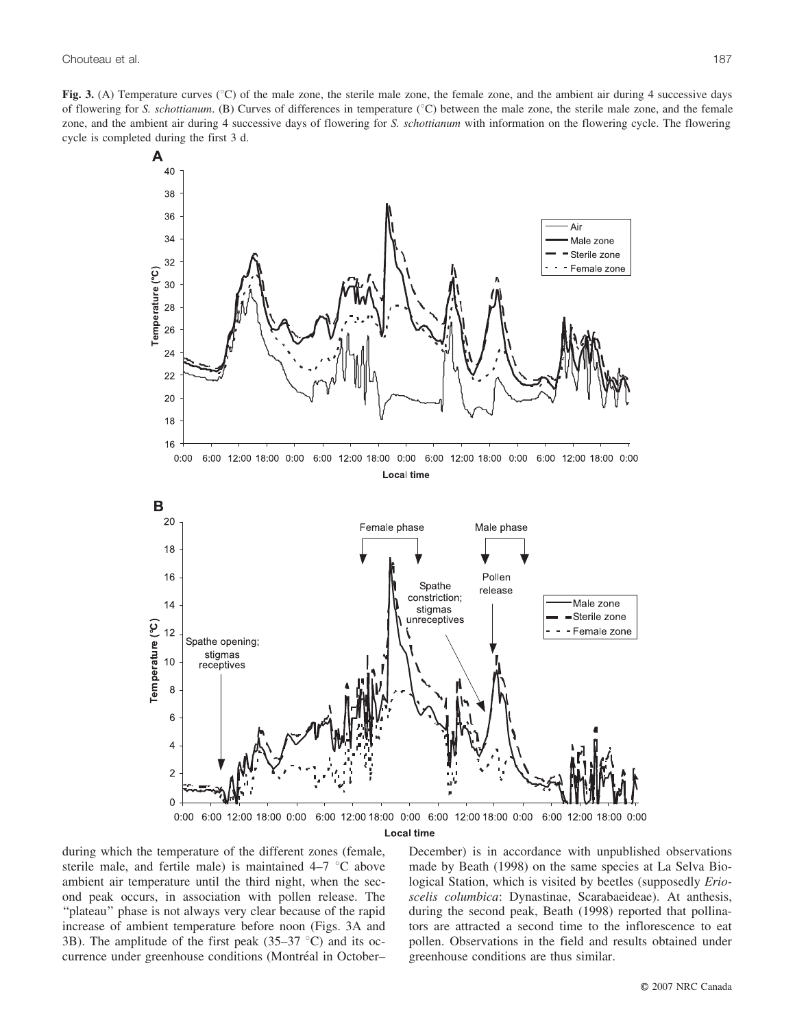**Fig. 3.** (A) Temperature curves (°C) of the male zone, the sterile male zone, the female zone, and the ambient air during 4 successive days of flowering for *S. schottianum*. (B) Curves of differences in temperature (°C) between the male zone, the sterile male zone, and the female zone, and the ambient air during 4 successive days of flowering for *S. schottianum* with information on the flowering cycle. The flowering cycle is completed during the first 3 d.

during which the temperature of the different zones (female, sterile male, and fertile male) is maintained 4–7 °C above ambient air temperature until the third night, when the second peak occurs, in association with pollen release. The "plateau" phase is not always very clear because of the rapid increase of ambient temperature before noon (Figs. 3A and 3B). The amplitude of the first peak (35–37 °C) and its occurrence under greenhouse conditions (Montréal in October–December) is in accordance with unpublished observations made by Beath (1998) on the same species at La Selva Biological Station, which is visited by beetles (supposedly *Erioscelis columbica*: Dynastinae, Scarabaeideae). At anthesis, during the second peak, Beath (1998) reported that pollinators are attracted a second time to the inflorescence to eat pollen. Observations in the field and results obtained under greenhouse conditions are thus similar.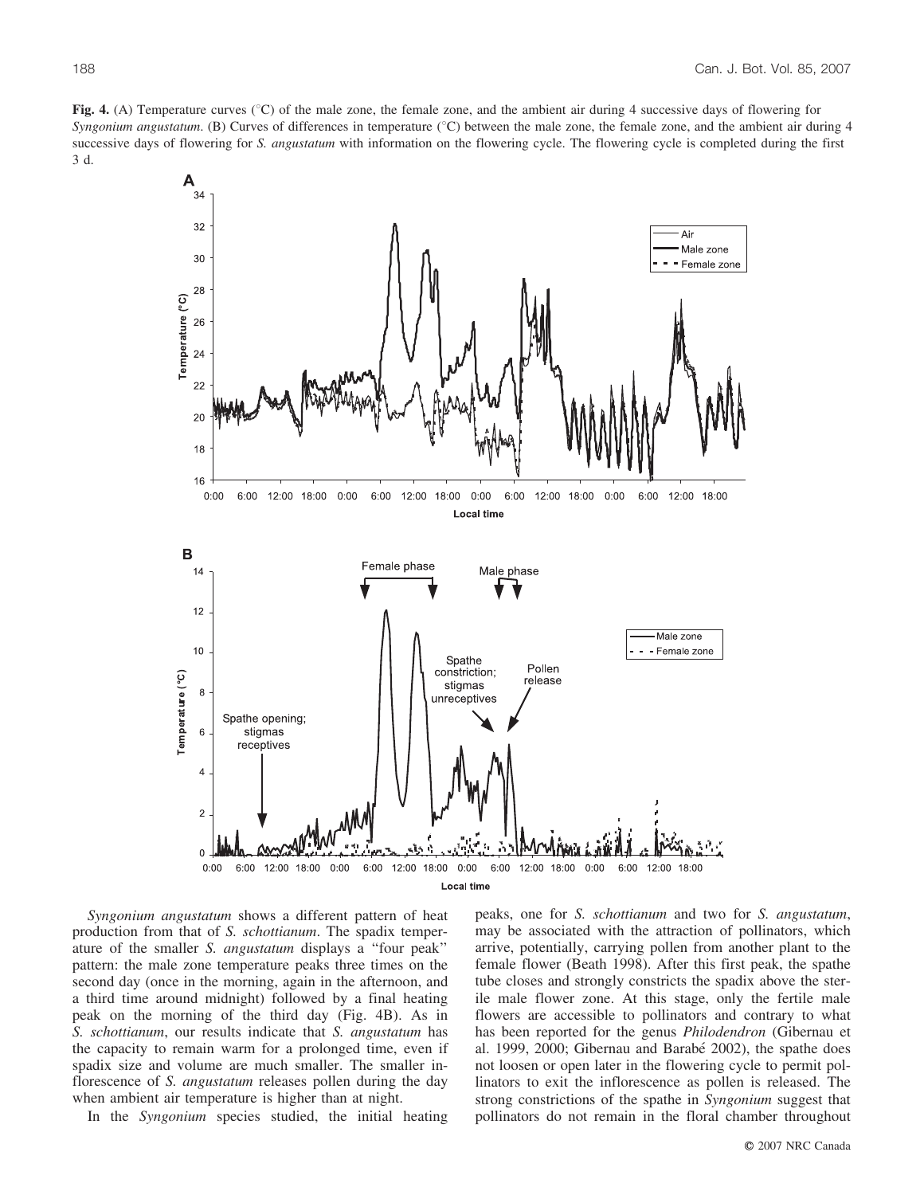**Fig. 4.** (A) Temperature curves (°C) of the male zone, the female zone, and the ambient air during 4 successive days of flowering for *Syngonium angustatum*. (B) Curves of differences in temperature (°C) between the male zone, the female zone, and the ambient air during 4 successive days of flowering for *S. angustatum* with information on the flowering cycle. The flowering cycle is completed during the first 3 d.

*Syngonium angustatum* shows a different pattern of heat production from that of *S. schottianum*. The spadix temperature of the smaller *S. angustatum* displays a "four peak" pattern: the male zone temperature peaks three times on the second day (once in the morning, again in the afternoon, and a third time around midnight) followed by a final heating peak on the morning of the third day (Fig. 4B). As in *S. schottianum*, our results indicate that *S. angustatum* has the capacity to remain warm for a prolonged time, even if spadix size and volume are much smaller. The smaller inflorescence of *S. angustatum* releases pollen during the day when ambient air temperature is higher than at night.

In the *Syngonium* species studied, the initial heating peaks, one for *S. schottianum* and two for *S. angustatum*, may be associated with the attraction of pollinators, which arrive, potentially, carrying pollen from another plant to the female flower (Beath 1998). After this first peak, the spathe tube closes and strongly constricts the spadix above the sterile male flower zone. At this stage, only the fertile male flowers are accessible to pollinators and contrary to what has been reported for the genus *Philodendron* (Gibernau et al. 1999, 2000; Gibernau and Barabé 2002), the spathe does not loosen or open later in the flowering cycle to permit pollinators to exit the inflorescence as pollen is released. The strong constrictions of the spathe in *Syngonium* suggest that pollinators do not remain in the floral chamber throughout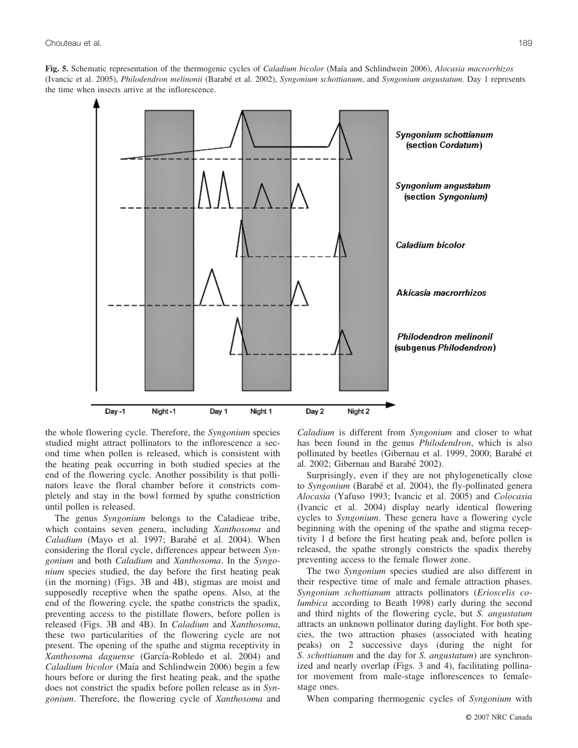**Fig. 5.** Schematic representation of the thermogenic cycles of *Caladium bicolor* (Maía and Schlindwein 2006), *Alocasia macrorrhizos* (Ivancic et al. 2005), *Philodendron melinonii* (Barabé et al. 2002), *Syngonium schottianum*, and *Syngonium angustatum*. Day 1 represents the time when insects arrive at the inflorescence.

the whole flowering cycle. Therefore, the *Syngonium* species studied might attract pollinators to the inflorescence a second time when pollen is released, which is consistent with the heating peak occurring in both studied species at the end of the flowering cycle. Another possibility is that pollinators leave the floral chamber before it constricts completely and stay in the bowl formed by spathe constriction until pollen is released.

The genus *Syngonium* belongs to the Caladieae tribe, which contains seven genera, including *Xanthosoma* and *Caladium* (Mayo et al. 1997; Barabé et al. 2004). When considering the floral cycle, differences appear between *Syngonium* and both *Caladium* and *Xanthosoma*. In the *Syngonium* species studied, the day before the first heating peak (in the morning) (Figs. 3B and 4B), stigmas are moist and supposedly receptive when the spathe opens. Also, at the end of the flowering cycle, the spathe constricts the spadix, preventing access to the pistillate flowers, before pollen is released (Figs. 3B and 4B). In *Caladium* and *Xanthosoma*, these two particularities of the flowering cycle are not present. The opening of the spathe and stigma receptivity in *Xanthosoma daguense* (García-Robledo et al. 2004) and *Caladium bicolor* (Maía and Schlindwein 2006) begin a few hours before or during the first heating peak, and the spathe does not constrict the spadix before pollen release as in *Syngonium*. Therefore, the flowering cycle of *Xanthosoma* and *Caladium* is different from *Syngonium* and closer to what has been found in the genus *Philodendron*, which is also pollinated by beetles (Gibernau et al. 1999, 2000; Barabé et al. 2002; Gibernau and Barabé 2002).

Surprisingly, even if they are not phylogenetically close to *Syngonium* (Barabé et al. 2004), the fly-pollinated genera *Alocasia* (Yafuso 1993; Ivancic et al. 2005) and *Colocasia* (Ivancic et al. 2004) display nearly identical flowering cycles to *Syngonium*. These genera have a flowering cycle beginning with the opening of the spathe and stigma receptivity 1 d before the first heating peak and, before pollen is released, the spathe strongly constricts the spadix thereby preventing access to the female flower zone.

The two *Syngonium* species studied are also different in their respective time of male and female attraction phases. *Syngonium schottianum* attracts pollinators (*Erioscelis columbica* according to Beath 1998) early during the second and third nights of the flowering cycle, but *S. angustatum* attracts an unknown pollinator during daylight. For both species, the two attraction phases (associated with heating peaks) on 2 successive days (during the night for *S. schottianum* and the day for *S. angustatum*) are synchronized and nearly overlap (Figs. 3 and 4), facilitating pollinator movement from male-stage inflorescences to female-stage ones.

When comparing thermogenic cycles of *Syngonium* with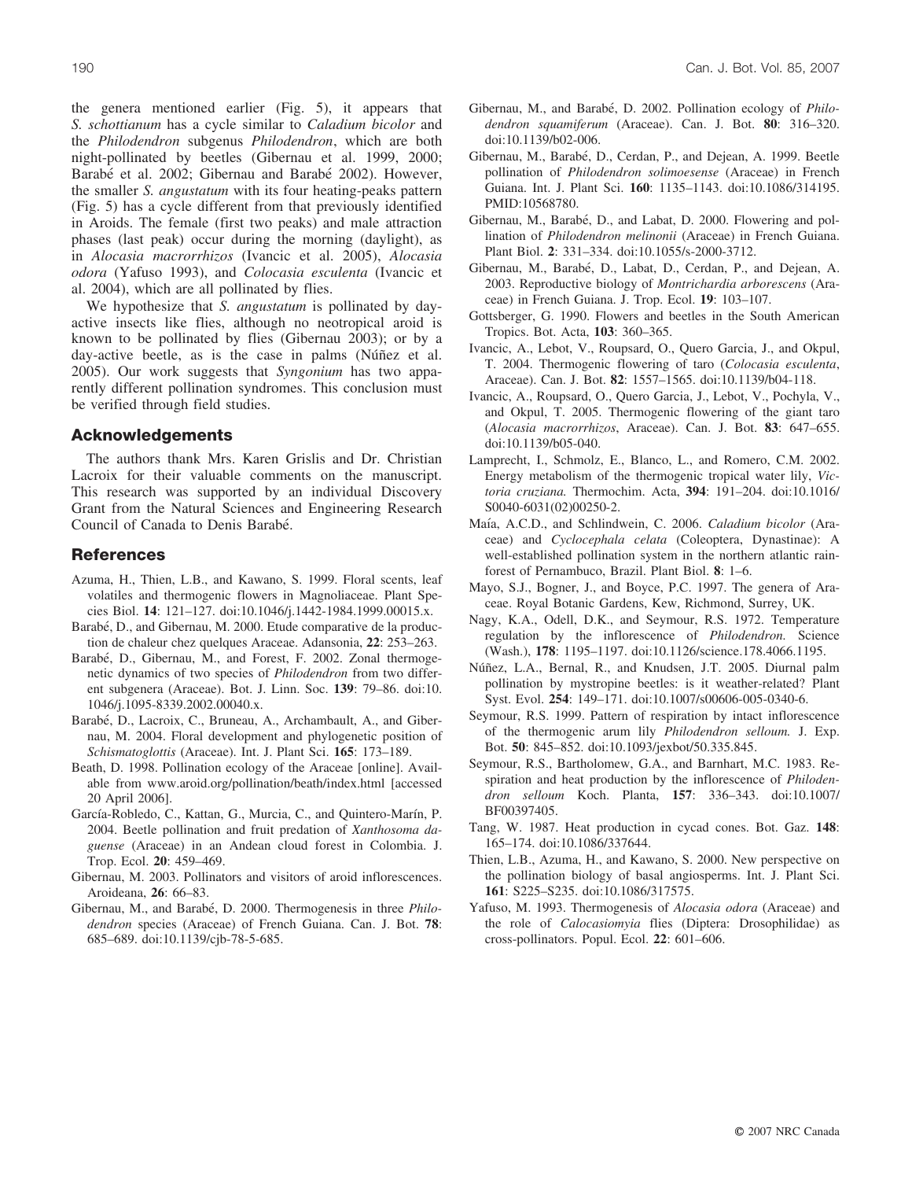the genera mentioned earlier (Fig. 5), it appears that *S. schottianum* has a cycle similar to *Caladium bicolor* and the *Philodendron* subgenus *Philodendron*, which are both night-pollinated by beetles (Gibernau et al. 1999, 2000; Barabé et al. 2002; Gibernau and Barabé 2002). However, the smaller *S. angustatum* with its four heating-peaks pattern (Fig. 5) has a cycle different from that previously identified in Aroids. The female (first two peaks) and male attraction phases (last peak) occur during the morning (daylight), as in *Alocasia macrorrhizos* (Ivancic et al. 2005), *Alocasia odora* (Yafuso 1993), and *Colocasia esculenta* (Ivancic et al. 2004), which are all pollinated by flies.

We hypothesize that *S. angustatum* is pollinated by day-active insects like flies, although no neotropical aroid is known to be pollinated by flies (Gibernau 2003); or by a day-active beetle, as is the case in palms (Núñez et al. 2005). Our work suggests that *Syngonium* has two apparently different pollination syndromes. This conclusion must be verified through field studies.

## Acknowledgements

The authors thank Mrs. Karen Grislis and Dr. Christian Lacroix for their valuable comments on the manuscript. This research was supported by an individual Discovery Grant from the Natural Sciences and Engineering Research Council of Canada to Denis Barabé.

## References

Azuma, H., Thien, L.B., and Kawano, S. 1999. Floral scents, leaf volatiles and thermogenic flowers in Magnoliaceae. Plant Species Biol. **14**: 121–127. doi:10.1046/j.1442-1984.1999.00015.x.

Barabé, D., and Gibernau, M. 2000. Etude comparative de la production de chaleur chez quelques Araceae. Adansonia, **22**: 253–263.

Barabé, D., Gibernau, M., and Forest, F. 2002. Zonal thermogenetic dynamics of two species of *Philodendron* from two different subgenera (Araceae). Bot. J. Linn. Soc. **139**: 79–86. doi:10.1046/j.1095-8339.2002.00040.x.

Barabé, D., Lacroix, C., Bruneau, A., Archambault, A., and Gibernau, M. 2004. Floral development and phylogenetic position of *Schismatoglottis* (Araceae). Int. J. Plant Sci. **165**: 173–189.

Beath, D. 1998. Pollination ecology of the Araceae [online]. Available from www.aroid.org/pollination/beath/index.html [accessed 20 April 2006].

García-Robledo, C., Kattan, G., Murcia, C., and Quintero-Marín, P. 2004. Beetle pollination and fruit predation of *Xanthosoma daguense* (Araceae) in an Andean cloud forest in Colombia. J. Trop. Ecol. **20**: 459–469.

Gibernau, M. 2003. Pollinators and visitors of aroid inflorescences. Aroideana, **26**: 66–83.

Gibernau, M., and Barabé, D. 2000. Thermogenesis in three *Philodendron* species (Araceae) of French Guiana. Can. J. Bot. **78**: 685–689. doi:10.1139/cjb-78-5-685.

Gibernau, M., and Barabé, D. 2002. Pollination ecology of *Philodendron squamiferum* (Araceae). Can. J. Bot. **80**: 316–320. doi:10.1139/b02-006.

Gibernau, M., Barabé, D., Cerdan, P., and Dejean, A. 1999. Beetle pollination of *Philodendron solimoesense* (Araceae) in French Guiana. Int. J. Plant Sci. **160**: 1135–1143. doi:10.1086/314195. PMID:10568780.

Gibernau, M., Barabé, D., and Labat, D. 2000. Flowering and pollination of *Philodendron melinonii* (Araceae) in French Guiana. Plant Biol. **2**: 331–334. doi:10.1055/s-2000-3712.

Gibernau, M., Barabé, D., Labat, D., Cerdan, P., and Dejean, A. 2003. Reproductive biology of *Montrichardia arborescens* (Araceae) in French Guiana. J. Trop. Ecol. **19**: 103–107.

Gottsberger, G. 1990. Flowers and beetles in the South American Tropics. Bot. Acta, **103**: 360–365.

Ivancic, A., Lebot, V., Roupsard, O., Quero Garcia, J., and Okpul, T. 2004. Thermogenic flowering of taro (*Colocasia esculenta*, Araceae). Can. J. Bot. **82**: 1557–1565. doi:10.1139/b04-118.

Ivancic, A., Roupsard, O., Quero Garcia, J., Lebot, V., Pochyla, V., and Okpul, T. 2005. Thermogenic flowering of the giant taro (*Alocasia macrorrhizos*, Araceae). Can. J. Bot. **83**: 647–655. doi:10.1139/b05-040.

Lamprecht, I., Schmolz, E., Blanco, L., and Romero, C.M. 2002. Energy metabolism of the thermogenic tropical water lily, *Victoria cruziana.* Thermochim. Acta, **394**: 191–204. doi:10.1016/S0040-6031(02)00250-2.

Maía, A.C.D., and Schlindwein, C. 2006. *Caladium bicolor* (Araceae) and *Cyclocephala celata* (Coleoptera, Dynastinae): A well-established pollination system in the northern atlantic rainforest of Pernambuco, Brazil. Plant Biol. **8**: 1–6.

Mayo, S.J., Bogner, J., and Boyce, P.C. 1997. The genera of Araceae. Royal Botanic Gardens, Kew, Richmond, Surrey, UK.

Nagy, K.A., Odell, D.K., and Seymour, R.S. 1972. Temperature regulation by the inflorescence of *Philodendron*. Science (Wash.), **178**: 1195–1197. doi:10.1126/science.178.4066.1195.

Núñez, L.A., Bernal, R., and Knudsen, J.T. 2005. Diurnal palm pollination by mystropine beetles: is it weather-related? Plant Syst. Evol. **254**: 149–171. doi:10.1007/s00606-005-0340-6.

Seymour, R.S. 1999. Pattern of respiration by intact inflorescence of the thermogenic arum lily *Philodendron selloum.* J. Exp. Bot. **50**: 845–852. doi:10.1093/jexbot/50.335.845.

Seymour, R.S., Bartholomew, G.A., and Barnhart, M.C. 1983. Respiration and heat production by the inflorescence of *Philodendron selloum* Koch. Planta, **157**: 336–343. doi:10.1007/BF00397405.

Tang, W. 1987. Heat production in cycad cones. Bot. Gaz. **148**: 165–174. doi:10.1086/337644.

Thien, L.B., Azuma, H., and Kawano, S. 2000. New perspective on the pollination biology of basal angiosperms. Int. J. Plant Sci. **161**: S225–S235. doi:10.1086/317575.

Yafuso, M. 1993. Thermogenesis of *Alocasia odora* (Araceae) and the role of *Calocasiomyia* flies (Diptera: Drosophilidae) as cross-pollinators. Popul. Ecol. **22**: 601–606.